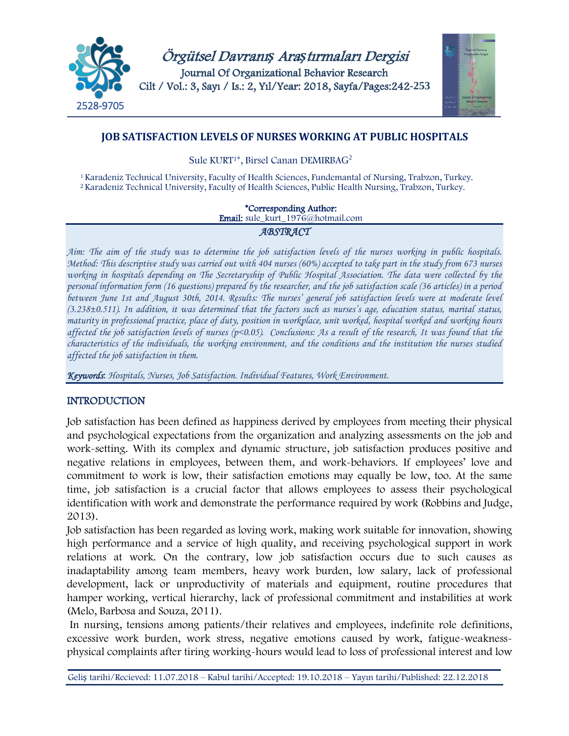# JOB SATISFACTION LEVELS OF NURSES WORKING AT PUBLIC HOSPITALS

Sule KURT[1]*, Birsel Canan DEMIRBAG[2]

[1] Karadeniz Technical University, Faculty of Health Sciences, Fundemantal of Nursing, Trabzon, Turkey.
[2] Karadeniz Technical University, Faculty of Health Sciences, Public Health Nursing, Trabzon, Turkey.

**\*Corresponding Author:**
**Email:** sule_kurt_1976@hotmail.com

## *ABSTRACT*

*Aim: The aim of the study was to determine the job satisfaction levels of the nurses working in public hospitals. Method: This descriptive study was carried out with 404 nurses (60%) accepted to take part in the study from 673 nurses working in hospitals depending on The Secretaryship of Public Hospital Association. The data were collected by the personal information form (16 questions) prepared by the researcher, and the job satisfaction scale (36 articles) in a period between June 1st and August 30th, 2014. Results: The nurses' general job satisfaction levels were at moderate level (3.238±0.511). In addition, it was determined that the factors such as nurses's age, education status, marital status, maturity in professional practice, place of duty, position in workplace, unit worked, hospital worked and working hours affected the job satisfaction levels of nurses ($p<0.05$). Conclusions: As a result of the research, It was found that the characteristics of the individuals, the working environment, and the conditions and the institution the nurses studied affected the job satisfaction in them.*

***Keywords**: Hospitals, Nurses, Job Satisfaction. Individual Features, Work Environment.*

## INTRODUCTION

Job satisfaction has been defined as happiness derived by employees from meeting their physical and psychological expectations from the organization and analyzing assessments on the job and work-setting. With its complex and dynamic structure, job satisfaction produces positive and negative relations in employees, between them, and work-behaviors. If employees' love and commitment to work is low, their satisfaction emotions may equally be low, too. At the same time, job satisfaction is a crucial factor that allows employees to assess their psychological identification with work and demonstrate the performance required by work (Robbins and Judge, 2013).

Job satisfaction has been regarded as loving work, making work suitable for innovation, showing high performance and a service of high quality, and receiving psychological support in work relations at work. On the contrary, low job satisfaction occurs due to such causes as inadaptability among team members, heavy work burden, low salary, lack of professional development, lack or unproductivity of materials and equipment, routine procedures that hamper working, vertical hierarchy, lack of professional commitment and instabilities at work (Melo, Barbosa and Souza, 2011).

In nursing, tensions among patients/their relatives and employees, indefinite role definitions, excessive work burden, work stress, negative emotions caused by work, fatigue-weakness-physical complaints after tiring working-hours would lead to loss of professional interest and low

Geliş tarihi/Recieved: 11.07.2018 – Kabul tarihi/Accepted: 19.10.2018 – Yayın tarihi/Published: 22.12.2018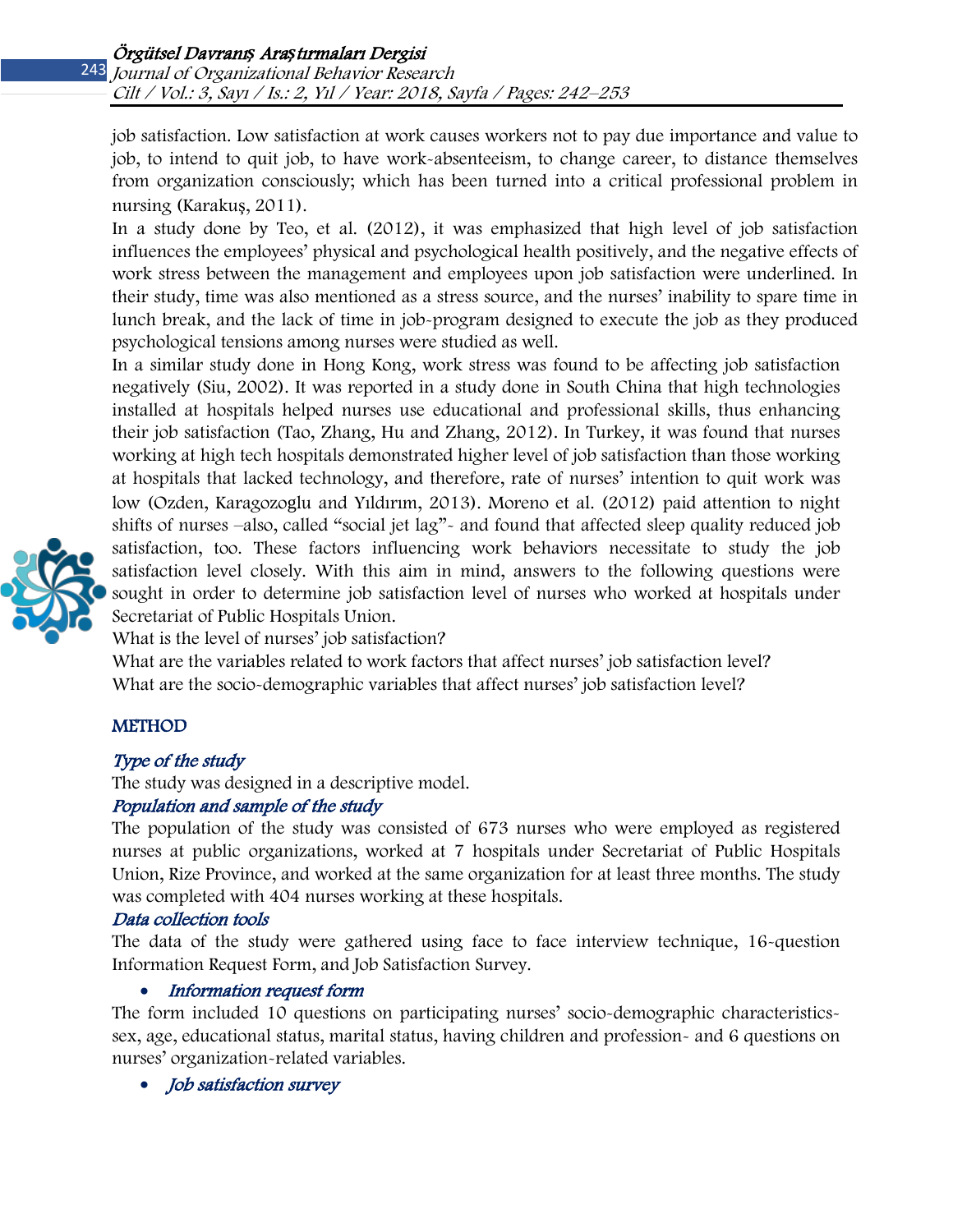job satisfaction. Low satisfaction at work causes workers not to pay due importance and value to job, to intend to quit job, to have work-absenteeism, to change career, to distance themselves from organization consciously; which has been turned into a critical professional problem in nursing (Karakuş, 2011).

In a study done by Teo, et al. (2012), it was emphasized that high level of job satisfaction influences the employees' physical and psychological health positively, and the negative effects of work stress between the management and employees upon job satisfaction were underlined. In their study, time was also mentioned as a stress source, and the nurses' inability to spare time in lunch break, and the lack of time in job-program designed to execute the job as they produced psychological tensions among nurses were studied as well.

In a similar study done in Hong Kong, work stress was found to be affecting job satisfaction negatively (Siu, 2002). It was reported in a study done in South China that high technologies installed at hospitals helped nurses use educational and professional skills, thus enhancing their job satisfaction (Tao, Zhang, Hu and Zhang, 2012). In Turkey, it was found that nurses working at high tech hospitals demonstrated higher level of job satisfaction than those working at hospitals that lacked technology, and therefore, rate of nurses' intention to quit work was low (Ozden, Karagozoglu and Yıldırım, 2013). Moreno et al. (2012) paid attention to night shifts of nurses –also, called "social jet lag"- and found that affected sleep quality reduced job satisfaction, too. These factors influencing work behaviors necessitate to study the job satisfaction level closely. With this aim in mind, answers to the following questions were sought in order to determine job satisfaction level of nurses who worked at hospitals under Secretariat of Public Hospitals Union.

What is the level of nurses' job satisfaction?

What are the variables related to work factors that affect nurses' job satisfaction level?

What are the socio-demographic variables that affect nurses' job satisfaction level?

## METHOD

### *Type of the study*

The study was designed in a descriptive model.

### *Population and sample of the study*

The population of the study was consisted of 673 nurses who were employed as registered nurses at public organizations, worked at 7 hospitals under Secretariat of Public Hospitals Union, Rize Province, and worked at the same organization for at least three months. The study was completed with 404 nurses working at these hospitals.

### *Data collection tools*

The data of the study were gathered using face to face interview technique, 16-question Information Request Form, and Job Satisfaction Survey.

- *Information request form*

The form included 10 questions on participating nurses' socio-demographic characteristics-sex, age, educational status, marital status, having children and profession- and 6 questions on nurses' organization-related variables.

- *Job satisfaction survey*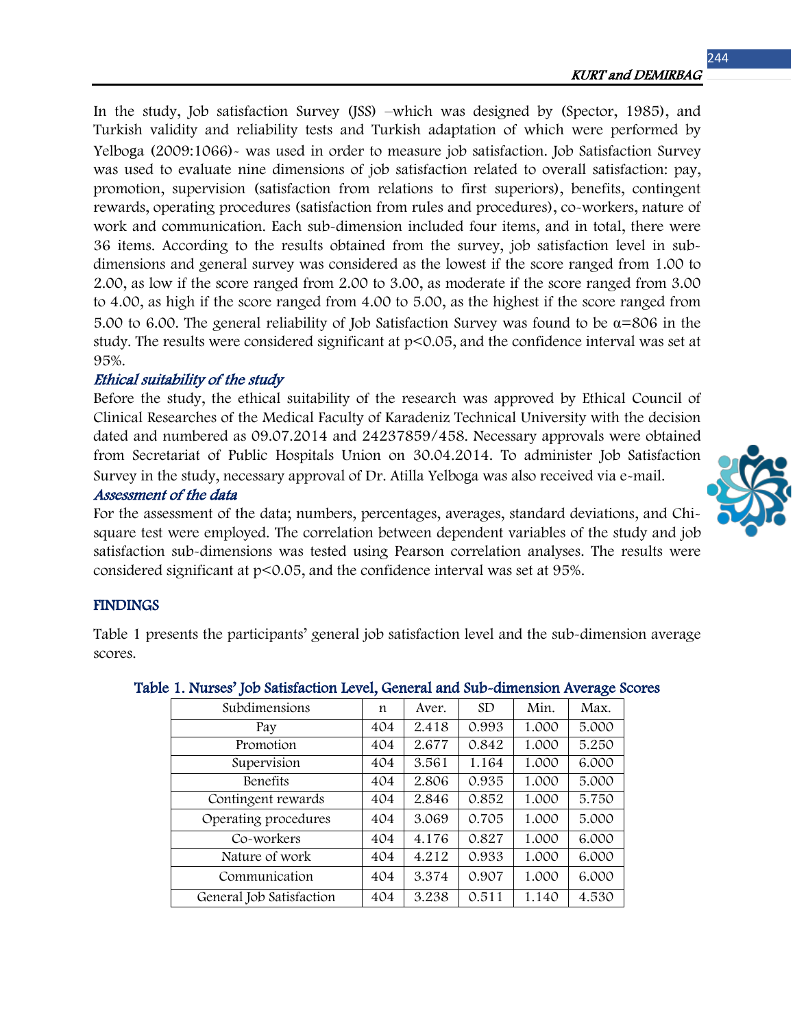In the study, Job satisfaction Survey (JSS) –which was designed by (Spector, 1985), and Turkish validity and reliability tests and Turkish adaptation of which were performed by Yelboga (2009:1066)- was used in order to measure job satisfaction. Job Satisfaction Survey was used to evaluate nine dimensions of job satisfaction related to overall satisfaction: pay, promotion, supervision (satisfaction from relations to first superiors), benefits, contingent rewards, operating procedures (satisfaction from rules and procedures), co-workers, nature of work and communication. Each sub-dimension included four items, and in total, there were 36 items. According to the results obtained from the survey, job satisfaction level in sub-dimensions and general survey was considered as the lowest if the score ranged from 1.00 to 2.00, as low if the score ranged from 2.00 to 3.00, as moderate if the score ranged from 3.00 to 4.00, as high if the score ranged from 4.00 to 5.00, as the highest if the score ranged from 5.00 to 6.00. The general reliability of Job Satisfaction Survey was found to be $\alpha$=806 in the study. The results were considered significant at $p<0.05$, and the confidence interval was set at 95%.

### *Ethical suitability of the study*

Before the study, the ethical suitability of the research was approved by Ethical Council of Clinical Researches of the Medical Faculty of Karadeniz Technical University with the decision dated and numbered as 09.07.2014 and 24237859/458. Necessary approvals were obtained from Secretariat of Public Hospitals Union on 30.04.2014. To administer Job Satisfaction Survey in the study, necessary approval of Dr. Atilla Yelboga was also received via e-mail.

### *Assessment of the data*

For the assessment of the data; numbers, percentages, averages, standard deviations, and Chi-square test were employed. The correlation between dependent variables of the study and job satisfaction sub-dimensions was tested using Pearson correlation analyses. The results were considered significant at $p<0.05$, and the confidence interval was set at 95%.

## FINDINGS

Table 1 presents the participants' general job satisfaction level and the sub-dimension average scores.

**Table 1. Nurses' Job Satisfaction Level, General and Sub-dimension Average Scores**

| Subdimensions | n | Aver. | SD | Min. | Max. |
|---|---|---|---|---|---|
| Pay | 404 | 2.418 | 0.993 | 1.000 | 5.000 |
| Promotion | 404 | 2.677 | 0.842 | 1.000 | 5.250 |
| Supervision | 404 | 3.561 | 1.164 | 1.000 | 6.000 |
| Benefits | 404 | 2.806 | 0.935 | 1.000 | 5.000 |
| Contingent rewards | 404 | 2.846 | 0.852 | 1.000 | 5.750 |
| Operating procedures | 404 | 3.069 | 0.705 | 1.000 | 5.000 |
| Co-workers | 404 | 4.176 | 0.827 | 1.000 | 6.000 |
| Nature of work | 404 | 4.212 | 0.933 | 1.000 | 6.000 |
| Communication | 404 | 3.374 | 0.907 | 1.000 | 6.000 |
| General Job Satisfaction | 404 | 3.238 | 0.511 | 1.140 | 4.530 |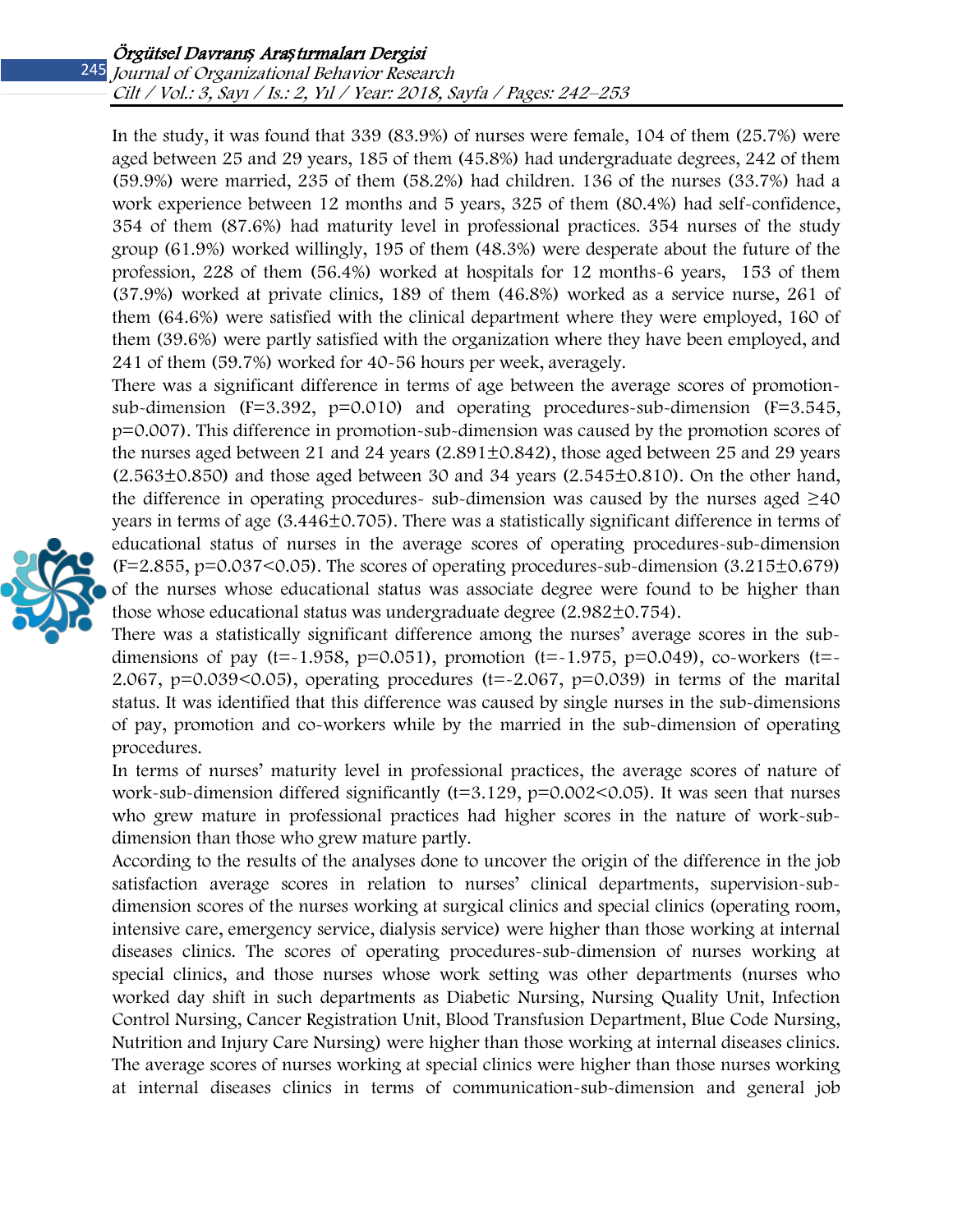In the study, it was found that 339 (83.9%) of nurses were female, 104 of them (25.7%) were aged between 25 and 29 years, 185 of them (45.8%) had undergraduate degrees, 242 of them (59.9%) were married, 235 of them (58.2%) had children. 136 of the nurses (33.7%) had a work experience between 12 months and 5 years, 325 of them (80.4%) had self-confidence, 354 of them (87.6%) had maturity level in professional practices. 354 nurses of the study group (61.9%) worked willingly, 195 of them (48.3%) were desperate about the future of the profession, 228 of them (56.4%) worked at hospitals for 12 months-6 years, 153 of them (37.9%) worked at private clinics, 189 of them (46.8%) worked as a service nurse, 261 of them (64.6%) were satisfied with the clinical department where they were employed, 160 of them (39.6%) were partly satisfied with the organization where they have been employed, and 241 of them (59.7%) worked for 40-56 hours per week, averagely.

There was a significant difference in terms of age between the average scores of promotion-sub-dimension (F=3.392, p=0.010) and operating procedures-sub-dimension (F=3.545, p=0.007). This difference in promotion-sub-dimension was caused by the promotion scores of the nurses aged between 21 and 24 years (2.891±0.842), those aged between 25 and 29 years (2.563±0.850) and those aged between 30 and 34 years (2.545±0.810). On the other hand, the difference in operating procedures- sub-dimension was caused by the nurses aged ≥40 years in terms of age (3.446±0.705). There was a statistically significant difference in terms of educational status of nurses in the average scores of operating procedures-sub-dimension (F=2.855, p=0.037<0.05). The scores of operating procedures-sub-dimension (3.215±0.679) of the nurses whose educational status was associate degree were found to be higher than those whose educational status was undergraduate degree (2.982±0.754).

There was a statistically significant difference among the nurses' average scores in the sub-dimensions of pay (t=-1.958, p=0.051), promotion (t=-1.975, p=0.049), co-workers (t=-2.067, p=0.039<0.05), operating procedures (t=-2.067, p=0.039) in terms of the marital status. It was identified that this difference was caused by single nurses in the sub-dimensions of pay, promotion and co-workers while by the married in the sub-dimension of operating procedures.

In terms of nurses' maturity level in professional practices, the average scores of nature of work-sub-dimension differed significantly (t=3.129, p=0.002<0.05). It was seen that nurses who grew mature in professional practices had higher scores in the nature of work-sub-dimension than those who grew mature partly.

According to the results of the analyses done to uncover the origin of the difference in the job satisfaction average scores in relation to nurses' clinical departments, supervision-sub-dimension scores of the nurses working at surgical clinics and special clinics (operating room, intensive care, emergency service, dialysis service) were higher than those working at internal diseases clinics. The scores of operating procedures-sub-dimension of nurses working at special clinics, and those nurses whose work setting was other departments (nurses who worked day shift in such departments as Diabetic Nursing, Nursing Quality Unit, Infection Control Nursing, Cancer Registration Unit, Blood Transfusion Department, Blue Code Nursing, Nutrition and Injury Care Nursing) were higher than those working at internal diseases clinics. The average scores of nurses working at special clinics were higher than those nurses working at internal diseases clinics in terms of communication-sub-dimension and general job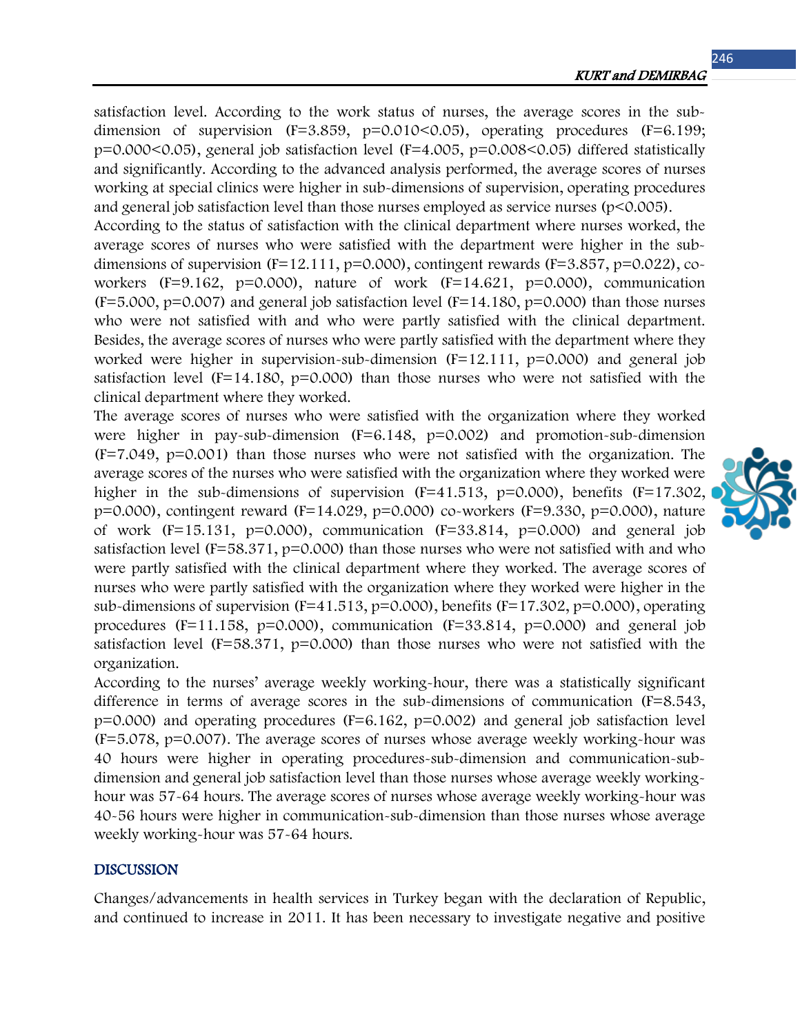satisfaction level. According to the work status of nurses, the average scores in the sub-dimension of supervision ($F=3.859$, $p=0.010<0.05$), operating procedures ($F=6.199$; $p=0.000<0.05$), general job satisfaction level ($F=4.005$, $p=0.008<0.05$) differed statistically and significantly. According to the advanced analysis performed, the average scores of nurses working at special clinics were higher in sub-dimensions of supervision, operating procedures and general job satisfaction level than those nurses employed as service nurses ($p<0.005$).

According to the status of satisfaction with the clinical department where nurses worked, the average scores of nurses who were satisfied with the department were higher in the sub-dimensions of supervision ($F=12.111$, $p=0.000$), contingent rewards ($F=3.857$, $p=0.022$), co-workers ($F=9.162$, $p=0.000$), nature of work ($F=14.621$, $p=0.000$), communication ($F=5.000$, $p=0.007$) and general job satisfaction level ($F=14.180$, $p=0.000$) than those nurses who were not satisfied with and who were partly satisfied with the clinical department. Besides, the average scores of nurses who were partly satisfied with the department where they worked were higher in supervision-sub-dimension ($F=12.111$, $p=0.000$) and general job satisfaction level ($F=14.180$, $p=0.000$) than those nurses who were not satisfied with the clinical department where they worked.

The average scores of nurses who were satisfied with the organization where they worked were higher in pay-sub-dimension ($F=6.148$, $p=0.002$) and promotion-sub-dimension ($F=7.049$, $p=0.001$) than those nurses who were not satisfied with the organization. The average scores of the nurses who were satisfied with the organization where they worked were higher in the sub-dimensions of supervision ($F=41.513$, $p=0.000$), benefits ($F=17.302$, $p=0.000$), contingent reward ($F=14.029$, $p=0.000$) co-workers ($F=9.330$, $p=0.000$), nature of work ($F=15.131$, $p=0.000$), communication ($F=33.814$, $p=0.000$) and general job satisfaction level ($F=58.371$, $p=0.000$) than those nurses who were not satisfied with and who were partly satisfied with the clinical department where they worked. The average scores of nurses who were partly satisfied with the organization where they worked were higher in the sub-dimensions of supervision ($F=41.513$, $p=0.000$), benefits ($F=17.302$, $p=0.000$), operating procedures ($F=11.158$, $p=0.000$), communication ($F=33.814$, $p=0.000$) and general job satisfaction level ($F=58.371$, $p=0.000$) than those nurses who were not satisfied with the organization.

According to the nurses' average weekly working-hour, there was a statistically significant difference in terms of average scores in the sub-dimensions of communication ($F=8.543$, $p=0.000$) and operating procedures ($F=6.162$, $p=0.002$) and general job satisfaction level ($F=5.078$, $p=0.007$). The average scores of nurses whose average weekly working-hour was 40 hours were higher in operating procedures-sub-dimension and communication-sub-dimension and general job satisfaction level than those nurses whose average weekly working-hour was 57-64 hours. The average scores of nurses whose average weekly working-hour was 40-56 hours were higher in communication-sub-dimension than those nurses whose average weekly working-hour was 57-64 hours.

## DISCUSSION

Changes/advancements in health services in Turkey began with the declaration of Republic, and continued to increase in 2011. It has been necessary to investigate negative and positive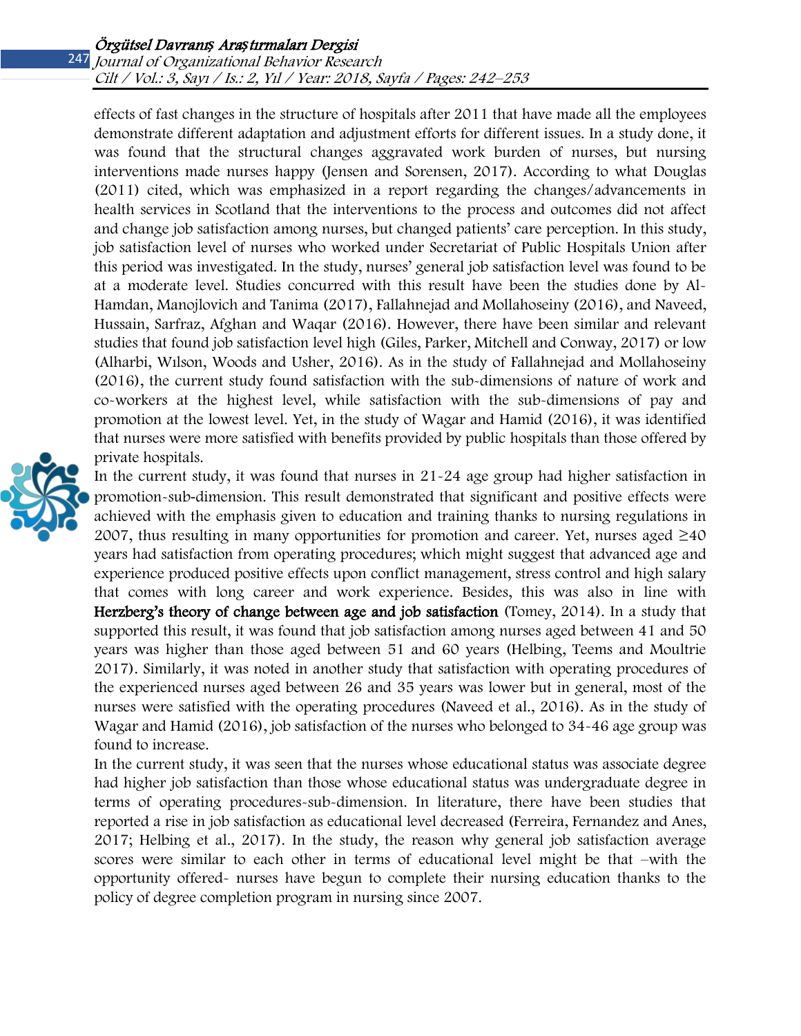effects of fast changes in the structure of hospitals after 2011 that have made all the employees demonstrate different adaptation and adjustment efforts for different issues. In a study done, it was found that the structural changes aggravated work burden of nurses, but nursing interventions made nurses happy (Jensen and Sorensen, 2017). According to what Douglas (2011) cited, which was emphasized in a report regarding the changes/advancements in health services in Scotland that the interventions to the process and outcomes did not affect and change job satisfaction among nurses, but changed patients' care perception. In this study, job satisfaction level of nurses who worked under Secretariat of Public Hospitals Union after this period was investigated. In the study, nurses' general job satisfaction level was found to be at a moderate level. Studies concurred with this result have been the studies done by Al-Hamdan, Manojlovich and Tanima (2017), Fallahnejad and Mollahoseiny (2016), and Naveed, Hussain, Sarfraz, Afghan and Waqar (2016). However, there have been similar and relevant studies that found job satisfaction level high (Giles, Parker, Mitchell and Conway, 2017) or low (Alharbi, Wılson, Woods and Usher, 2016). As in the study of Fallahnejad and Mollahoseiny (2016), the current study found satisfaction with the sub-dimensions of nature of work and co-workers at the highest level, while satisfaction with the sub-dimensions of pay and promotion at the lowest level. Yet, in the study of Wagar and Hamid (2016), it was identified that nurses were more satisfied with benefits provided by public hospitals than those offered by private hospitals.

In the current study, it was found that nurses in 21-24 age group had higher satisfaction in promotion-sub-dimension. This result demonstrated that significant and positive effects were achieved with the emphasis given to education and training thanks to nursing regulations in 2007, thus resulting in many opportunities for promotion and career. Yet, nurses aged ≥40 years had satisfaction from operating procedures; which might suggest that advanced age and experience produced positive effects upon conflict management, stress control and high salary that comes with long career and work experience. Besides, this was also in line with **Herzberg's theory of change between age and job satisfaction** (Tomey, 2014). In a study that supported this result, it was found that job satisfaction among nurses aged between 41 and 50 years was higher than those aged between 51 and 60 years (Helbing, Teems and Moultrie 2017). Similarly, it was noted in another study that satisfaction with operating procedures of the experienced nurses aged between 26 and 35 years was lower but in general, most of the nurses were satisfied with the operating procedures (Naveed et al., 2016). As in the study of Wagar and Hamid (2016), job satisfaction of the nurses who belonged to 34-46 age group was found to increase.

In the current study, it was seen that the nurses whose educational status was associate degree had higher job satisfaction than those whose educational status was undergraduate degree in terms of operating procedures-sub-dimension. In literature, there have been studies that reported a rise in job satisfaction as educational level decreased (Ferreira, Fernandez and Anes, 2017; Helbing et al., 2017). In the study, the reason why general job satisfaction average scores were similar to each other in terms of educational level might be that –with the opportunity offered- nurses have begun to complete their nursing education thanks to the policy of degree completion program in nursing since 2007.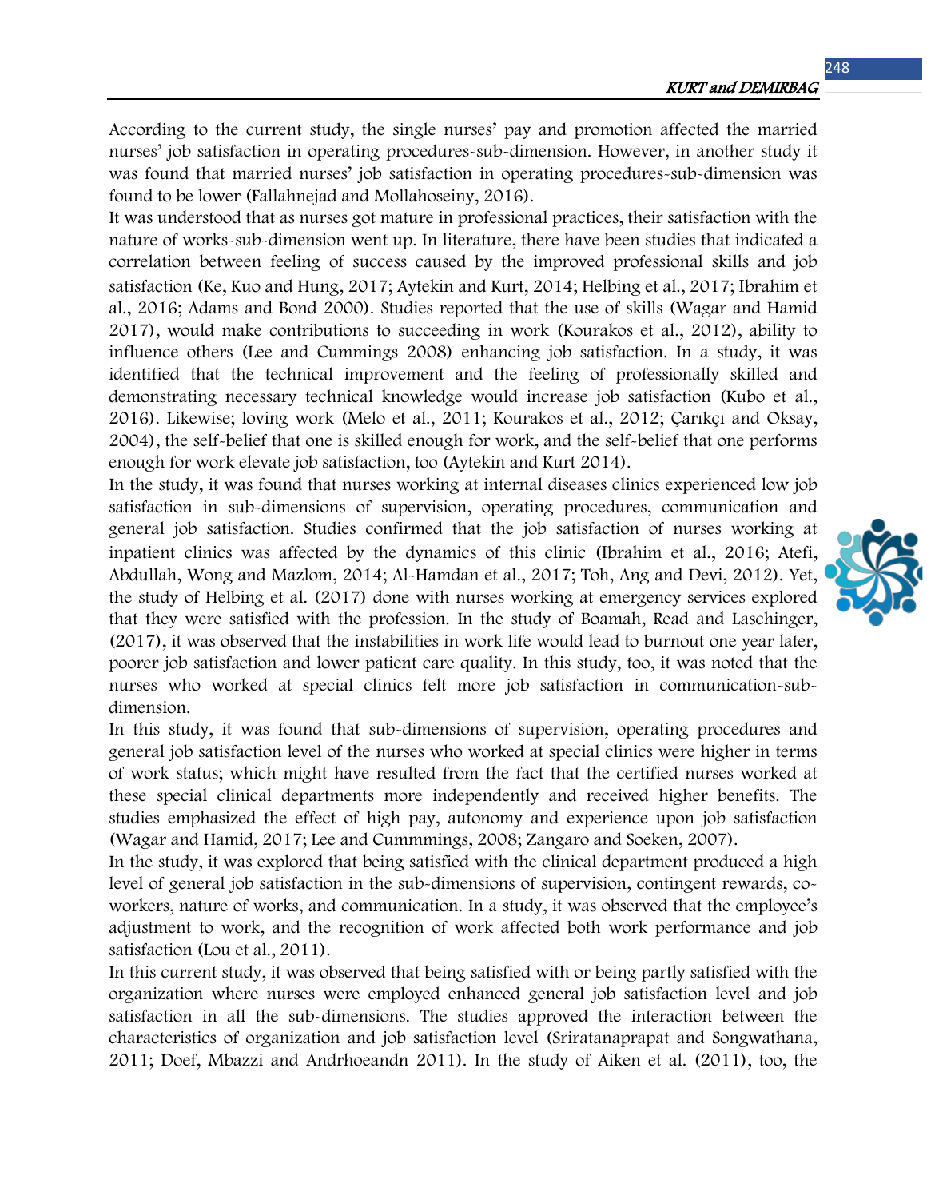According to the current study, the single nurses' pay and promotion affected the married nurses' job satisfaction in operating procedures-sub-dimension. However, in another study it was found that married nurses' job satisfaction in operating procedures-sub-dimension was found to be lower (Fallahnejad and Mollahoseiny, 2016).

It was understood that as nurses got mature in professional practices, their satisfaction with the nature of works-sub-dimension went up. In literature, there have been studies that indicated a correlation between feeling of success caused by the improved professional skills and job satisfaction (Ke, Kuo and Hung, 2017; Aytekin and Kurt, 2014; Helbing et al., 2017; Ibrahim et al., 2016; Adams and Bond 2000). Studies reported that the use of skills (Wagar and Hamid 2017), would make contributions to succeeding in work (Kourakos et al., 2012), ability to influence others (Lee and Cummings 2008) enhancing job satisfaction. In a study, it was identified that the technical improvement and the feeling of professionally skilled and demonstrating necessary technical knowledge would increase job satisfaction (Kubo et al., 2016). Likewise; loving work (Melo et al., 2011; Kourakos et al., 2012; Çarıkçı and Oksay, 2004), the self-belief that one is skilled enough for work, and the self-belief that one performs enough for work elevate job satisfaction, too (Aytekin and Kurt 2014).

In the study, it was found that nurses working at internal diseases clinics experienced low job satisfaction in sub-dimensions of supervision, operating procedures, communication and general job satisfaction. Studies confirmed that the job satisfaction of nurses working at inpatient clinics was affected by the dynamics of this clinic (Ibrahim et al., 2016; Atefi, Abdullah, Wong and Mazlom, 2014; Al-Hamdan et al., 2017; Toh, Ang and Devi, 2012). Yet, the study of Helbing et al. (2017) done with nurses working at emergency services explored that they were satisfied with the profession. In the study of Boamah, Read and Laschinger, (2017), it was observed that the instabilities in work life would lead to burnout one year later, poorer job satisfaction and lower patient care quality. In this study, too, it was noted that the nurses who worked at special clinics felt more job satisfaction in communication-sub-dimension.

In this study, it was found that sub-dimensions of supervision, operating procedures and general job satisfaction level of the nurses who worked at special clinics were higher in terms of work status; which might have resulted from the fact that the certified nurses worked at these special clinical departments more independently and received higher benefits. The studies emphasized the effect of high pay, autonomy and experience upon job satisfaction (Wagar and Hamid, 2017; Lee and Cummmings, 2008; Zangaro and Soeken, 2007).

In the study, it was explored that being satisfied with the clinical department produced a high level of general job satisfaction in the sub-dimensions of supervision, contingent rewards, co-workers, nature of works, and communication. In a study, it was observed that the employee's adjustment to work, and the recognition of work affected both work performance and job satisfaction (Lou et al., 2011).

In this current study, it was observed that being satisfied with or being partly satisfied with the organization where nurses were employed enhanced general job satisfaction level and job satisfaction in all the sub-dimensions. The studies approved the interaction between the characteristics of organization and job satisfaction level (Sriratanaprapat and Songwathana, 2011; Doef, Mbazzi and Andrhoeandn 2011). In the study of Aiken et al. (2011), too, the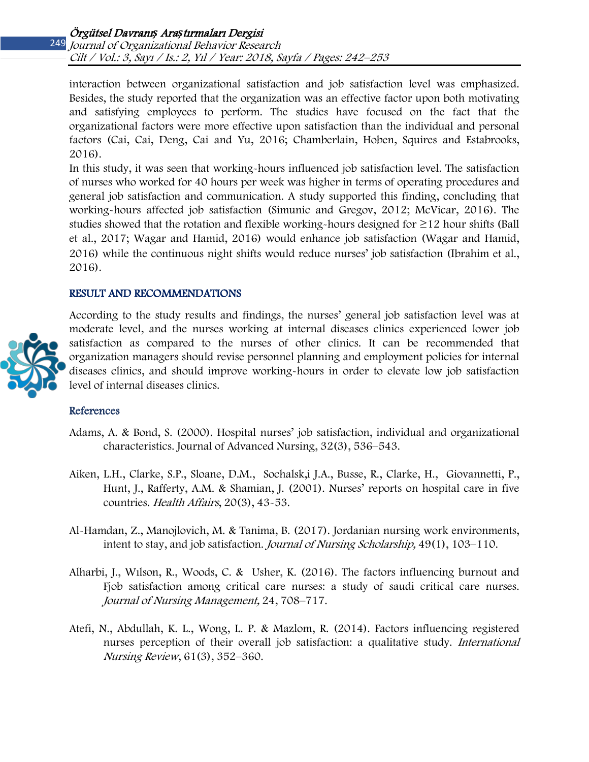interaction between organizational satisfaction and job satisfaction level was emphasized. Besides, the study reported that the organization was an effective factor upon both motivating and satisfying employees to perform. The studies have focused on the fact that the organizational factors were more effective upon satisfaction than the individual and personal factors (Cai, Cai, Deng, Cai and Yu, 2016; Chamberlain, Hoben, Squires and Estabrooks, 2016).

In this study, it was seen that working-hours influenced job satisfaction level. The satisfaction of nurses who worked for 40 hours per week was higher in terms of operating procedures and general job satisfaction and communication. A study supported this finding, concluding that working-hours affected job satisfaction (Simunic and Gregov, 2012; McVicar, 2016). The studies showed that the rotation and flexible working-hours designed for ≥12 hour shifts (Ball et al., 2017; Wagar and Hamid, 2016) would enhance job satisfaction (Wagar and Hamid, 2016) while the continuous night shifts would reduce nurses' job satisfaction (Ibrahim et al., 2016).

## RESULT AND RECOMMENDATIONS

According to the study results and findings, the nurses' general job satisfaction level was at moderate level, and the nurses working at internal diseases clinics experienced lower job satisfaction as compared to the nurses of other clinics. It can be recommended that organization managers should revise personnel planning and employment policies for internal diseases clinics, and should improve working-hours in order to elevate low job satisfaction level of internal diseases clinics.

## References

Adams, A. & Bond, S. (2000). Hospital nurses' job satisfaction, individual and organizational characteristics. Journal of Advanced Nursing, 32(3), 536–543.

Aiken, L.H., Clarke, S.P., Sloane, D.M., Sochalsk,i J.A., Busse, R., Clarke, H., Giovannetti, P., Hunt, J., Rafferty, A.M. & Shamian, J. (2001). Nurses' reports on hospital care in five countries. *Health Affairs*, 20(3), 43-53.

Al-Hamdan, Z., Manojlovich, M. & Tanima, B. (2017). Jordanian nursing work environments, intent to stay, and job satisfaction. *Journal of Nursing Scholarship,* 49(1), 103–110.

Alharbi, J., Wılson, R., Woods, C. & Usher, K. (2016). The factors influencing burnout and Fjob satisfaction among critical care nurses: a study of saudi critical care nurses. *Journal of Nursing Management,* 24, 708–717.

Atefi, N., Abdullah, K. L., Wong, L. P. & Mazlom, R. (2014). Factors influencing registered nurses perception of their overall job satisfaction: a qualitative study. *International Nursing Review*, 61(3), 352–360.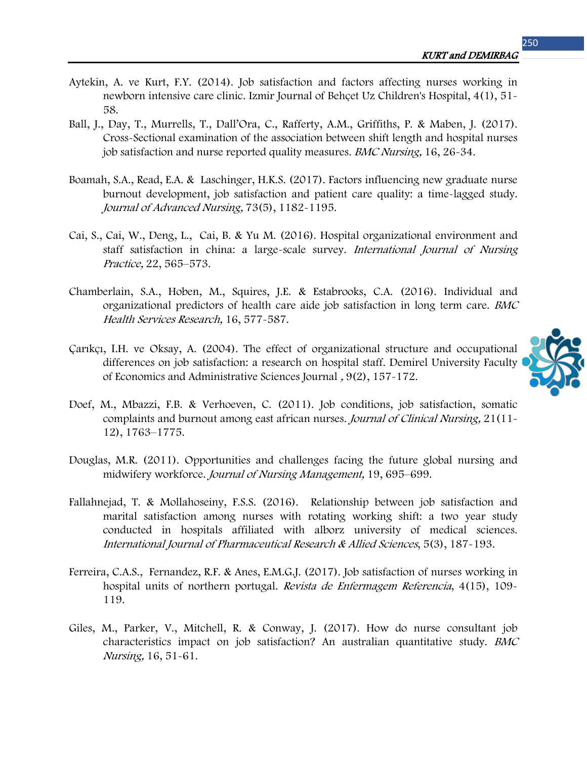Aytekin, A. ve Kurt, F.Y. (2014). Job satisfaction and factors affecting nurses working in newborn intensive care clinic. Izmir Journal of Behçet Uz Children's Hospital, 4(1), 51-58.

Ball, J., Day, T., Murrells, T., Dall'Ora, C., Rafferty, A.M., Griffiths, P. & Maben, J. (2017). Cross-Sectional examination of the association between shift length and hospital nurses job satisfaction and nurse reported quality measures. *BMC Nursing,* 16, 26-34.

Boamah, S.A., Read, E.A. & Laschinger, H.K.S. (2017). Factors influencing new graduate nurse burnout development, job satisfaction and patient care quality: a time-lagged study. *Journal of Advanced Nursing,* 73(5), 1182-1195.

Cai, S., Cai, W., Deng, L., Cai, B. & Yu M. (2016). Hospital organizational environment and staff satisfaction in china: a large-scale survey. *International Journal of Nursing Practice,* 22, 565–573.

Chamberlain, S.A., Hoben, M., Squires, J.E. & Estabrooks, C.A. (2016). Individual and organizational predictors of health care aide job satisfaction in long term care. *BMC Health Services Research,* 16, 577-587.

Çarıkçı, I.H. ve Oksay, A. (2004). The effect of organizational structure and occupational differences on job satisfaction: a research on hospital staff. Demirel University Faculty of Economics and Administrative Sciences Journal *,* 9(2), 157-172.

Doef, M., Mbazzi, F.B. & Verhoeven, C. (2011). Job conditions, job satisfaction, somatic complaints and burnout among east african nurses. *Journal of Clinical Nursing,* 21(11-12), 1763–1775.

Douglas, M.R. (2011). Opportunities and challenges facing the future global nursing and midwifery workforce. *Journal of Nursing Management,* 19, 695–699.

Fallahnejad, T. & Mollahoseiny, F.S.S. (2016). Relationship between job satisfaction and marital satisfaction among nurses with rotating working shift: a two year study conducted in hospitals affiliated with alborz university of medical sciences. *International Journal of Pharmaceutical Research & Allied Sciences*, 5(3), 187-193.

Ferreira, C.A.S., Fernandez, R.F. & Anes, E.M.G.J. (2017). Job satisfaction of nurses working in hospital units of northern portugal. *Revista de Enfermagem Referencia*, 4(15), 109-119.

Giles, M., Parker, V., Mitchell, R. & Conway, J. (2017). How do nurse consultant job characteristics impact on job satisfaction? An australian quantitative study. *BMC Nursing,* 16, 51-61.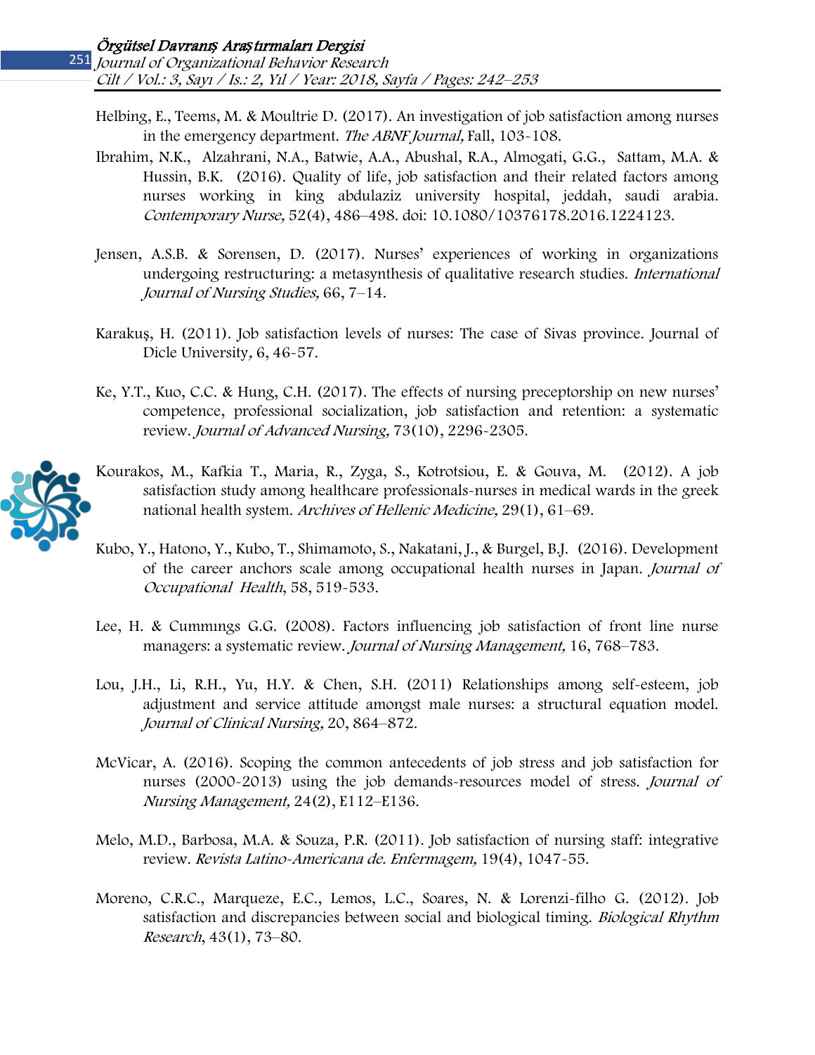Helbing, E., Teems, M. & Moultrie D. (2017). An investigation of job satisfaction among nurses in the emergency department. *The ABNF Journal,* Fall, 103-108.

Ibrahim, N.K., Alzahrani, N.A., Batwie, A.A., Abushal, R.A., Almogati, G.G., Sattam, M.A. & Hussin, B.K. (2016). Quality of life, job satisfaction and their related factors among nurses working in king abdulaziz university hospital, jeddah, saudi arabia. *Contemporary Nurse,* 52(4), 486–498. doi: 10.1080/10376178.2016.1224123.

Jensen, A.S.B. & Sorensen, D. (2017). Nurses' experiences of working in organizations undergoing restructuring: a metasynthesis of qualitative research studies. *International Journal of Nursing Studies,* 66, 7–14.

Karakuş, H. (2011). Job satisfaction levels of nurses: The case of Sivas province. Journal of Dicle University, 6, 46-57.

Ke, Y.T., Kuo, C.C. & Hung, C.H. (2017). The effects of nursing preceptorship on new nurses' competence, professional socialization, job satisfaction and retention: a systematic review. *Journal of Advanced Nursing,* 73(10), 2296-2305.

Kourakos, M., Kafkia T., Maria, R., Zyga, S., Kotrotsiou, E. & Gouva, M. (2012). A job satisfaction study among healthcare professionals-nurses in medical wards in the greek national health system. *Archives of Hellenic Medicine,* 29(1), 61–69.

Kubo, Y., Hatono, Y., Kubo, T., Shimamoto, S., Nakatani, J., & Burgel, B.J. (2016). Development of the career anchors scale among occupational health nurses in Japan. *Journal of Occupational Health*, 58, 519-533.

Lee, H. & Cummıngs G.G. (2008). Factors influencing job satisfaction of front line nurse managers: a systematic review. *Journal of Nursing Management,* 16, 768–783.

Lou, J.H., Li, R.H., Yu, H.Y. & Chen, S.H. (2011) Relationships among self-esteem, job adjustment and service attitude amongst male nurses: a structural equation model. *Journal of Clinical Nursing,* 20, 864–872.

McVicar, A. (2016). Scoping the common antecedents of job stress and job satisfaction for nurses (2000-2013) using the job demands-resources model of stress. *Journal of Nursing Management,* 24(2), E112–E136.

Melo, M.D., Barbosa, M.A. & Souza, P.R. (2011). Job satisfaction of nursing staff: integrative review. *Revista Latino-Americana de. Enfermagem,* 19(4), 1047-55.

Moreno, C.R.C., Marqueze, E.C., Lemos, L.C., Soares, N. & Lorenzi-filho G. (2012). Job satisfaction and discrepancies between social and biological timing. *Biological Rhythm Research*, 43(1), 73–80.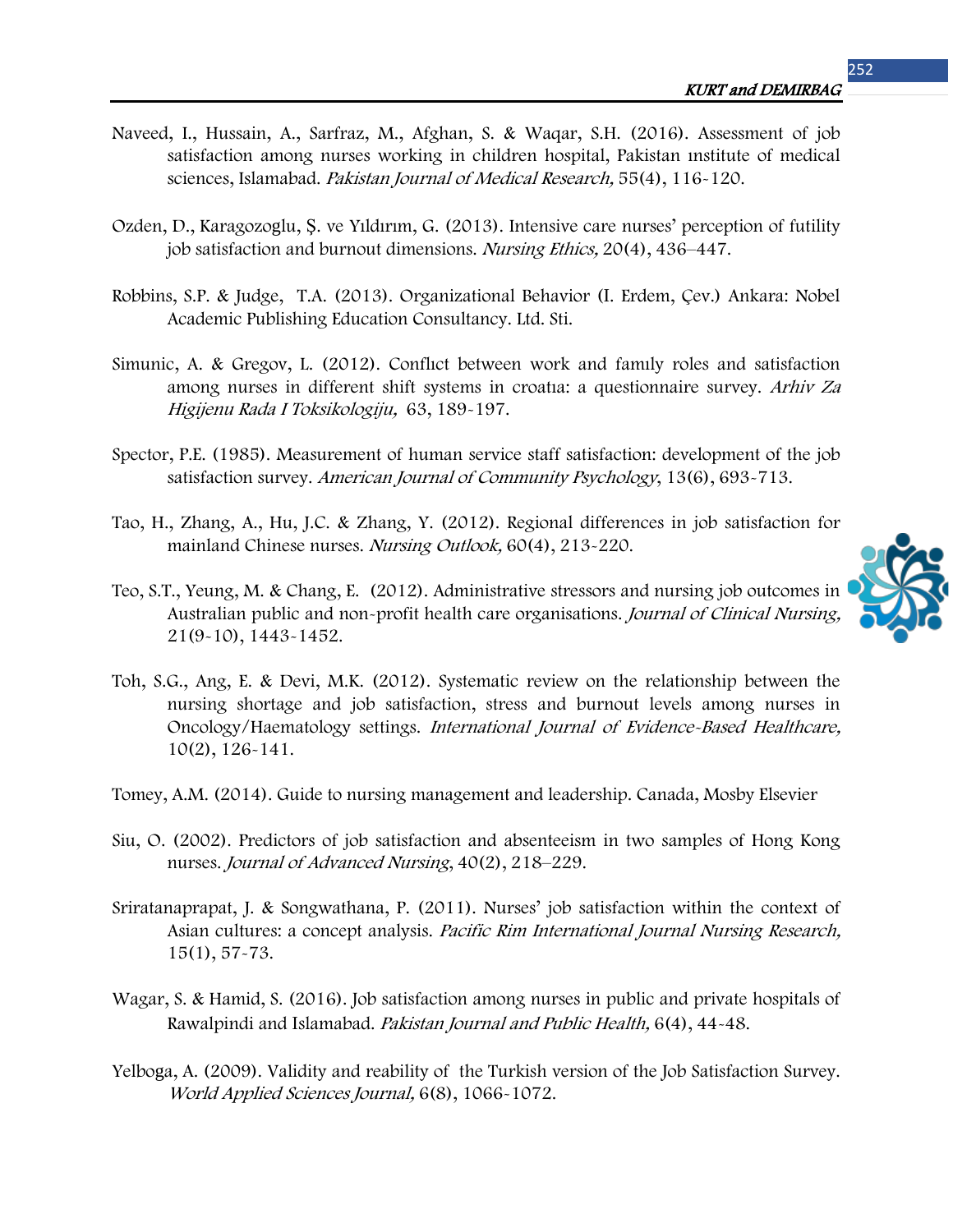Naveed, I., Hussain, A., Sarfraz, M., Afghan, S. & Waqar, S.H. (2016). Assessment of job satisfaction among nurses working in children hospital, Pakistan ınstitute of medical sciences, Islamabad. *Pakistan Journal of Medical Research,* 55(4), 116-120.

Ozden, D., Karagozoglu, Ş. ve Yıldırım, G. (2013). Intensive care nurses' perception of futility job satisfaction and burnout dimensions. *Nursing Ethics,* 20(4), 436–447.

Robbins, S.P. & Judge, T.A. (2013). Organizational Behavior (I. Erdem, Çev.) Ankara: Nobel Academic Publishing Education Consultancy. Ltd. Sti.

Simunic, A. & Gregov, L. (2012). Conflıct between work and famıly roles and satisfaction among nurses in different shift systems in croatıa: a questionnaire survey. *Arhiv Za Higijenu Rada I Toksikologiju,* 63, 189-197.

Spector, P.E. (1985). Measurement of human service staff satisfaction: development of the job satisfaction survey. *American Journal of Community Psychology*, 13(6), 693-713.

Tao, H., Zhang, A., Hu, J.C. & Zhang, Y. (2012). Regional differences in job satisfaction for mainland Chinese nurses. *Nursing Outlook,* 60(4), 213-220.

Teo, S.T., Yeung, M. & Chang, E. (2012). Administrative stressors and nursing job outcomes in Australian public and non-profit health care organisations. *Journal of Clinical Nursing,* 21(9-10), 1443-1452.

Toh, S.G., Ang, E. & Devi, M.K. (2012). Systematic review on the relationship between the nursing shortage and job satisfaction, stress and burnout levels among nurses in Oncology/Haematology settings. *International Journal of Evidence-Based Healthcare,* 10(2), 126-141.

Tomey, A.M. (2014). Guide to nursing management and leadership. Canada, Mosby Elsevier

Siu, O. (2002). Predictors of job satisfaction and absenteeism in two samples of Hong Kong nurses. *Journal of Advanced Nursing*, 40(2), 218–229.

Sriratanaprapat, J. & Songwathana, P. (2011). Nurses' job satisfaction within the context of Asian cultures: a concept analysis. *Pacific Rim International Journal Nursing Research,* 15(1), 57-73.

Wagar, S. & Hamid, S. (2016). Job satisfaction among nurses in public and private hospitals of Rawalpindi and Islamabad. *Pakistan Journal and Public Health,* 6(4), 44-48.

Yelboga, A. (2009). Validity and reability of the Turkish version of the Job Satisfaction Survey. *World Applied Sciences Journal,* 6(8), 1066-1072.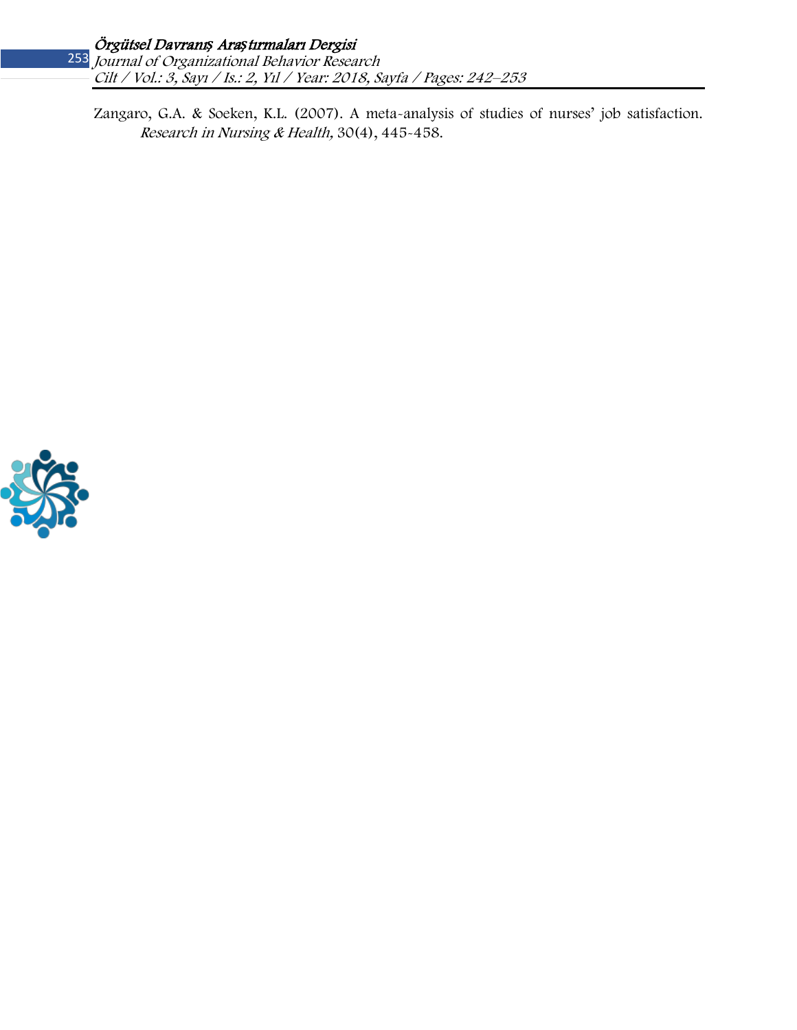Zangaro, G.A. & Soeken, K.L. (2007). A meta-analysis of studies of nurses' job satisfaction. *Research in Nursing & Health,* 30(4), 445-458.